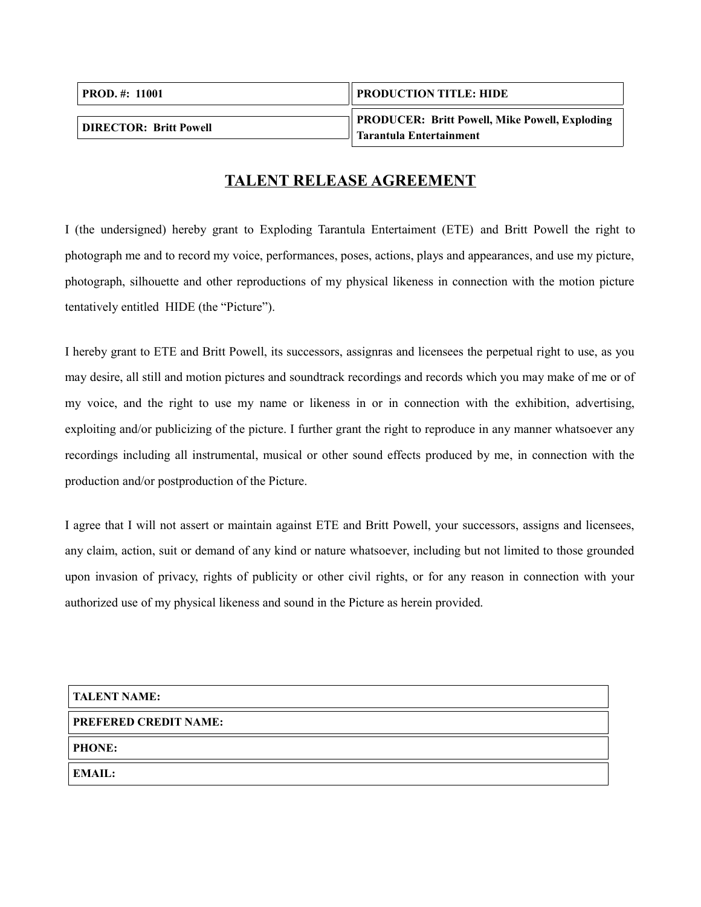| **PROD. #: 11001** | **PRODUCTION TITLE: HIDE** |
| --- | --- |
| **DIRECTOR: Britt Powell** | **PRODUCER: Britt Powell, Mike Powell, Exploding Tarantula Entertainment** |

# TALENT RELEASE AGREEMENT

I (the undersigned) hereby grant to Exploding Tarantula Entertaiment (ETE) and Britt Powell the right to photograph me and to record my voice, performances, poses, actions, plays and appearances, and use my picture, photograph, silhouette and other reproductions of my physical likeness in connection with the motion picture tentatively entitled HIDE (the "Picture").

I hereby grant to ETE and Britt Powell, its successors, assignras and licensees the perpetual right to use, as you may desire, all still and motion pictures and soundtrack recordings and records which you may make of me or of my voice, and the right to use my name or likeness in or in connection with the exhibition, advertising, exploiting and/or publicizing of the picture. I further grant the right to reproduce in any manner whatsoever any recordings including all instrumental, musical or other sound effects produced by me, in connection with the production and/or postproduction of the Picture.

I agree that I will not assert or maintain against ETE and Britt Powell, your successors, assigns and licensees, any claim, action, suit or demand of any kind or nature whatsoever, including but not limited to those grounded upon invasion of privacy, rights of publicity or other civil rights, or for any reason in connection with your authorized use of my physical likeness and sound in the Picture as herein provided.

| **TALENT NAME:** |
| --- |
| **PREFERED CREDIT NAME:** |
| **PHONE:** |
| **EMAIL:** |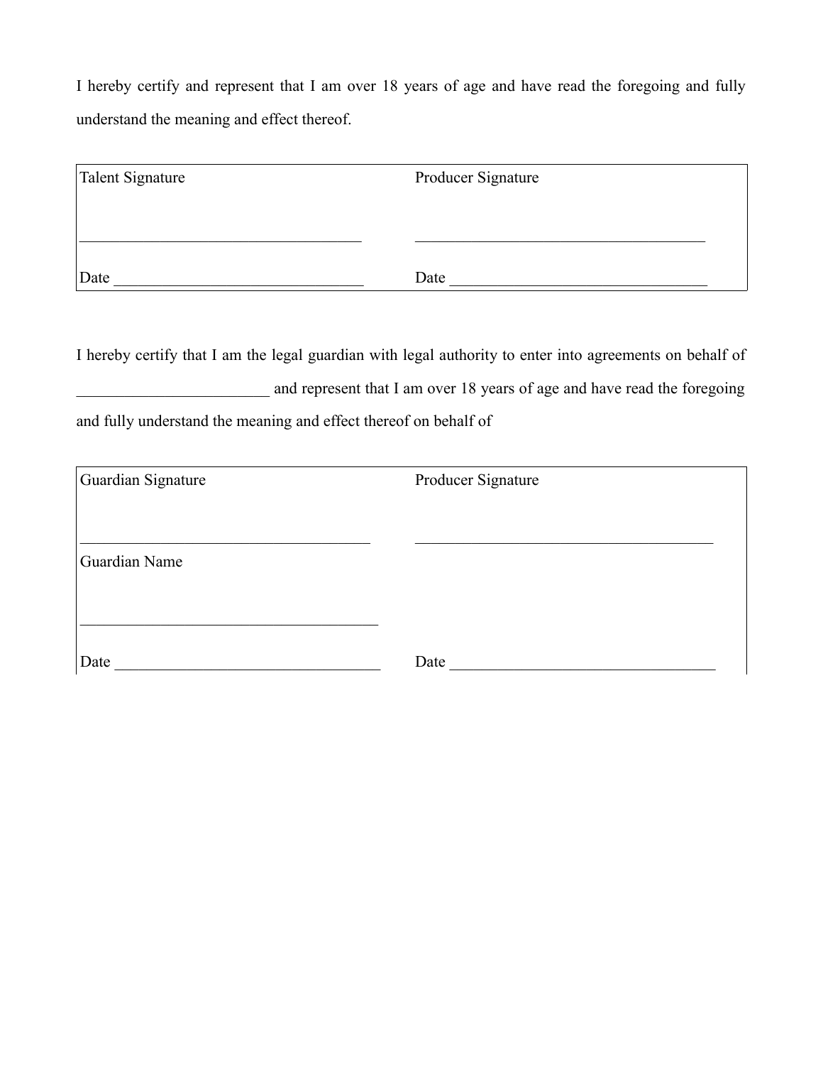I hereby certify and represent that I am over 18 years of age and have read the foregoing and fully understand the meaning and effect thereof.

| | |
|---|---|
| Talent Signature | Producer Signature |
| ___________________________________ | ___________________________________ |
| Date _______________________________ | Date _______________________________ |

I hereby certify that I am the legal guardian with legal authority to enter into agreements on behalf of ________________________ and represent that I am over 18 years of age and have read the foregoing and fully understand the meaning and effect thereof on behalf of

| | |
|---|---|
| Guardian Signature | Producer Signature |
| ___________________________________ | ___________________________________ |
| Guardian Name | |
| ___________________________________ | |
| Date _______________________________ | Date _______________________________ |